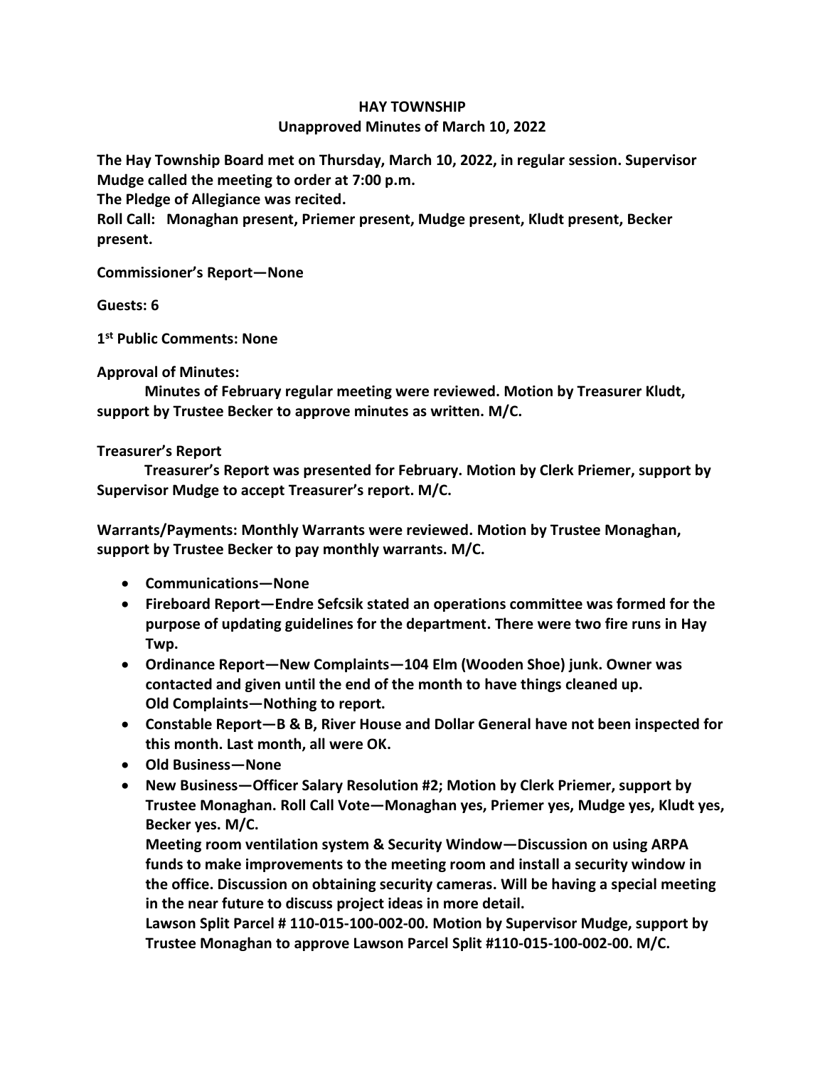# HAY TOWNSHIP

## Unapproved Minutes of March 10, 2022

**The Hay Township Board met on Thursday, March 10, 2022, in regular session. Supervisor Mudge called the meeting to order at 7:00 p.m.**

**The Pledge of Allegiance was recited.**

**Roll Call: Monaghan present, Priemer present, Mudge present, Kludt present, Becker present.**

**Commissioner's Report—None**

**Guests: 6**

**1st Public Comments: None**

**Approval of Minutes:**

**Minutes of February regular meeting were reviewed. Motion by Treasurer Kludt, support by Trustee Becker to approve minutes as written. M/C.**

**Treasurer's Report**

**Treasurer's Report was presented for February. Motion by Clerk Priemer, support by Supervisor Mudge to accept Treasurer's report. M/C.**

**Warrants/Payments: Monthly Warrants were reviewed. Motion by Trustee Monaghan, support by Trustee Becker to pay monthly warrants. M/C.**

- **Communications—None**
- **Fireboard Report—Endre Sefcsik stated an operations committee was formed for the purpose of updating guidelines for the department. There were two fire runs in Hay Twp.**
- **Ordinance Report—New Complaints—104 Elm (Wooden Shoe) junk. Owner was contacted and given until the end of the month to have things cleaned up.**
  **Old Complaints—Nothing to report.**
- **Constable Report—B & B, River House and Dollar General have not been inspected for this month. Last month, all were OK.**
- **Old Business—None**
- **New Business—Officer Salary Resolution #2; Motion by Clerk Priemer, support by Trustee Monaghan. Roll Call Vote—Monaghan yes, Priemer yes, Mudge yes, Kludt yes, Becker yes. M/C.**

  **Meeting room ventilation system & Security Window—Discussion on using ARPA funds to make improvements to the meeting room and install a security window in the office. Discussion on obtaining security cameras. Will be having a special meeting in the near future to discuss project ideas in more detail.**

  **Lawson Split Parcel # 110-015-100-002-00. Motion by Supervisor Mudge, support by Trustee Monaghan to approve Lawson Parcel Split #110-015-100-002-00. M/C.**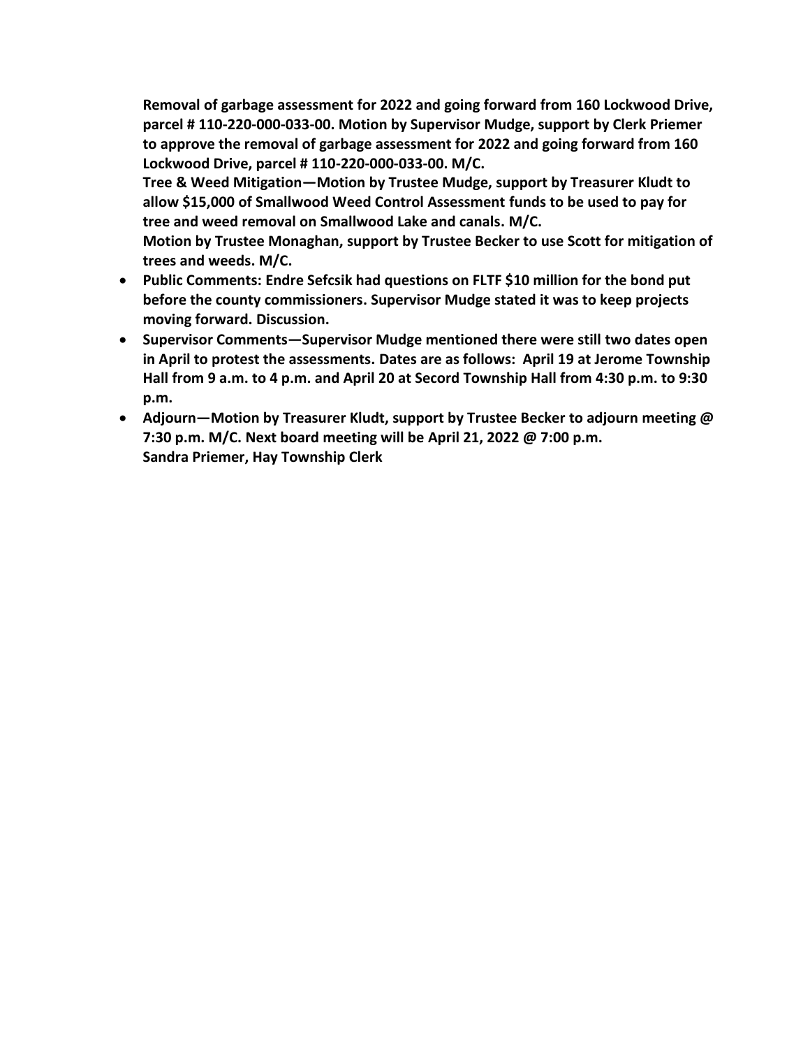**Removal of garbage assessment for 2022 and going forward from 160 Lockwood Drive, parcel # 110-220-000-033-00. Motion by Supervisor Mudge, support by Clerk Priemer to approve the removal of garbage assessment for 2022 and going forward from 160 Lockwood Drive, parcel # 110-220-000-033-00. M/C.**

**Tree & Weed Mitigation—Motion by Trustee Mudge, support by Treasurer Kludt to allow $15,000 of Smallwood Weed Control Assessment funds to be used to pay for tree and weed removal on Smallwood Lake and canals. M/C.**

**Motion by Trustee Monaghan, support by Trustee Becker to use Scott for mitigation of trees and weeds. M/C.**

- **Public Comments: Endre Sefcsik had questions on FLTF $10 million for the bond put before the county commissioners. Supervisor Mudge stated it was to keep projects moving forward. Discussion.**
- **Supervisor Comments—Supervisor Mudge mentioned there were still two dates open in April to protest the assessments. Dates are as follows: April 19 at Jerome Township Hall from 9 a.m. to 4 p.m. and April 20 at Secord Township Hall from 4:30 p.m. to 9:30 p.m.**
- **Adjourn—Motion by Treasurer Kludt, support by Trustee Becker to adjourn meeting @ 7:30 p.m. M/C. Next board meeting will be April 21, 2022 @ 7:00 p.m.**
  **Sandra Priemer, Hay Township Clerk**